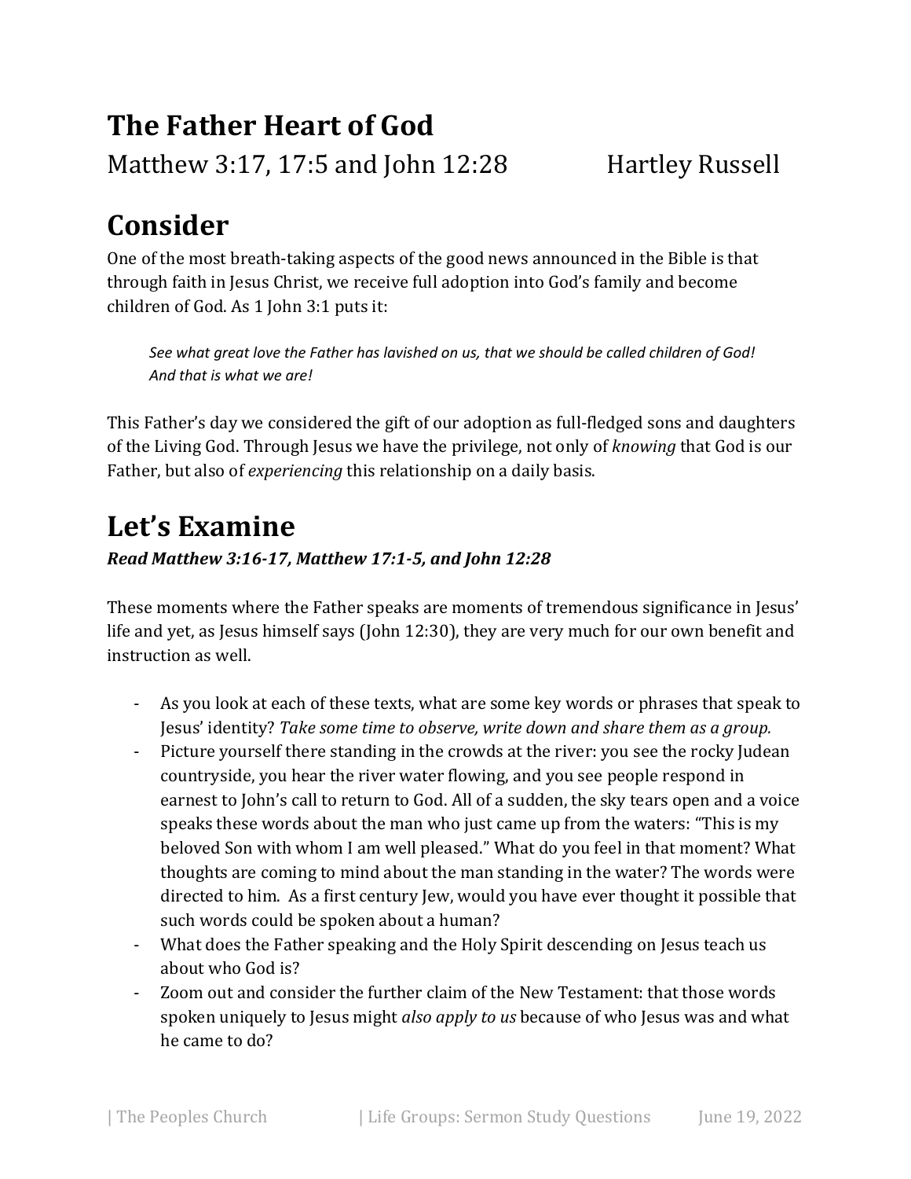# The Father Heart of God

Matthew 3:17, 17:5 and John 12:28 Hartley Russell

## Consider

One of the most breath-taking aspects of the good news announced in the Bible is that through faith in Jesus Christ, we receive full adoption into God's family and become children of God. As 1 John 3:1 puts it:

> *See what great love the Father has lavished on us, that we should be called children of God! And that is what we are!*

This Father's day we considered the gift of our adoption as full-fledged sons and daughters of the Living God. Through Jesus we have the privilege, not only of *knowing* that God is our Father, but also of *experiencing* this relationship on a daily basis.

## Let's Examine

***Read Matthew 3:16-17, Matthew 17:1-5, and John 12:28***

These moments where the Father speaks are moments of tremendous significance in Jesus' life and yet, as Jesus himself says (John 12:30), they are very much for our own benefit and instruction as well.

- As you look at each of these texts, what are some key words or phrases that speak to Jesus' identity? *Take some time to observe, write down and share them as a group.*
- Picture yourself there standing in the crowds at the river: you see the rocky Judean countryside, you hear the river water flowing, and you see people respond in earnest to John's call to return to God. All of a sudden, the sky tears open and a voice speaks these words about the man who just came up from the waters: "This is my beloved Son with whom I am well pleased." What do you feel in that moment? What thoughts are coming to mind about the man standing in the water? The words were directed to him. As a first century Jew, would you have ever thought it possible that such words could be spoken about a human?
- What does the Father speaking and the Holy Spirit descending on Jesus teach us about who God is?
- Zoom out and consider the further claim of the New Testament: that those words spoken uniquely to Jesus might *also apply to us* because of who Jesus was and what he came to do?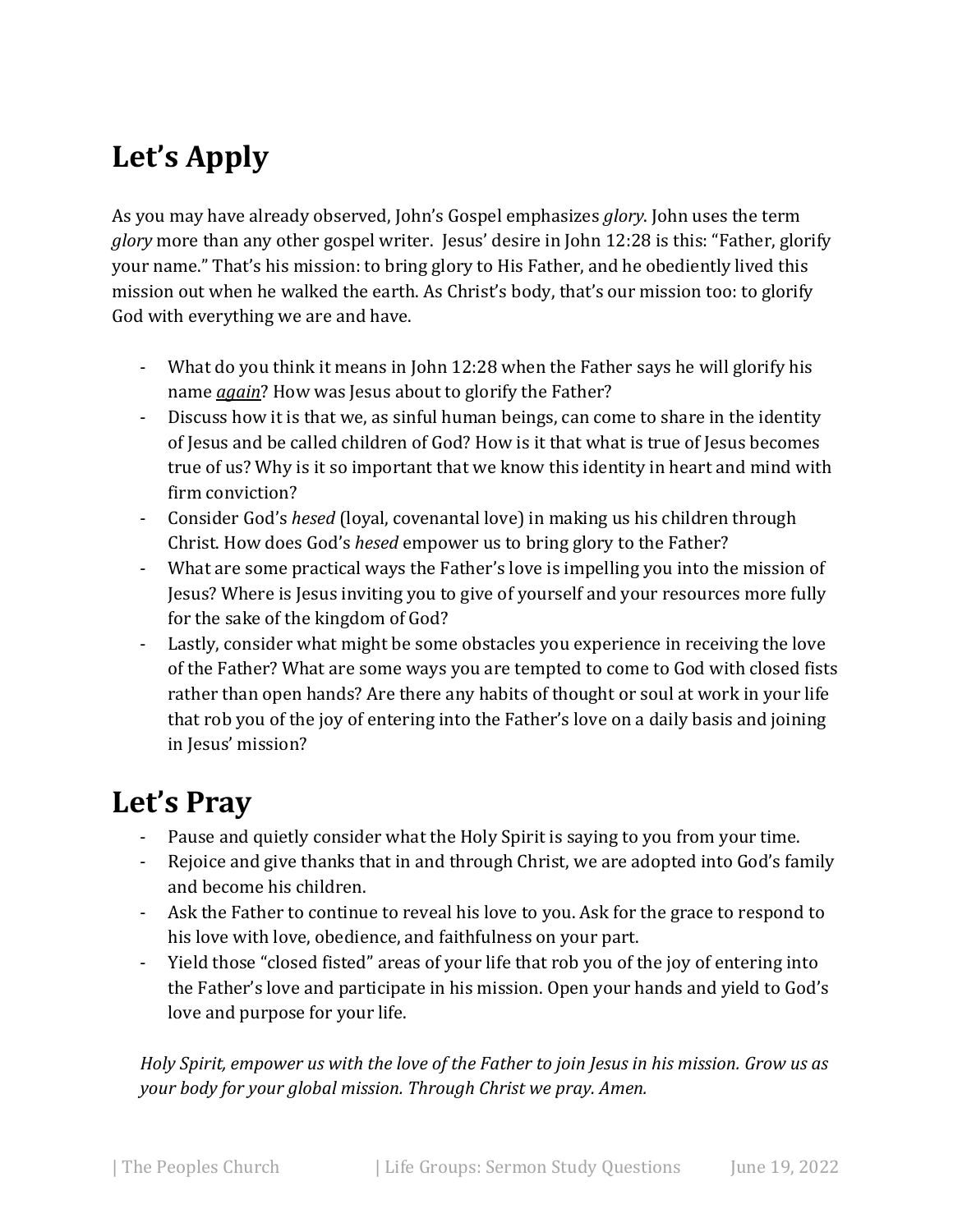# Let's Apply

As you may have already observed, John's Gospel emphasizes *glory*. John uses the term *glory* more than any other gospel writer. Jesus' desire in John 12:28 is this: "Father, glorify your name." That's his mission: to bring glory to His Father, and he obediently lived this mission out when he walked the earth. As Christ's body, that's our mission too: to glorify God with everything we are and have.

- What do you think it means in John 12:28 when the Father says he will glorify his name ***again***? How was Jesus about to glorify the Father?
- Discuss how it is that we, as sinful human beings, can come to share in the identity of Jesus and be called children of God? How is it that what is true of Jesus becomes true of us? Why is it so important that we know this identity in heart and mind with firm conviction?
- Consider God's *hesed* (loyal, covenantal love) in making us his children through Christ. How does God's *hesed* empower us to bring glory to the Father?
- What are some practical ways the Father's love is impelling you into the mission of Jesus? Where is Jesus inviting you to give of yourself and your resources more fully for the sake of the kingdom of God?
- Lastly, consider what might be some obstacles you experience in receiving the love of the Father? What are some ways you are tempted to come to God with closed fists rather than open hands? Are there any habits of thought or soul at work in your life that rob you of the joy of entering into the Father's love on a daily basis and joining in Jesus' mission?

# Let's Pray

- Pause and quietly consider what the Holy Spirit is saying to you from your time.
- Rejoice and give thanks that in and through Christ, we are adopted into God's family and become his children.
- Ask the Father to continue to reveal his love to you. Ask for the grace to respond to his love with love, obedience, and faithfulness on your part.
- Yield those "closed fisted" areas of your life that rob you of the joy of entering into the Father's love and participate in his mission. Open your hands and yield to God's love and purpose for your life.

*Holy Spirit, empower us with the love of the Father to join Jesus in his mission. Grow us as your body for your global mission. Through Christ we pray. Amen.*